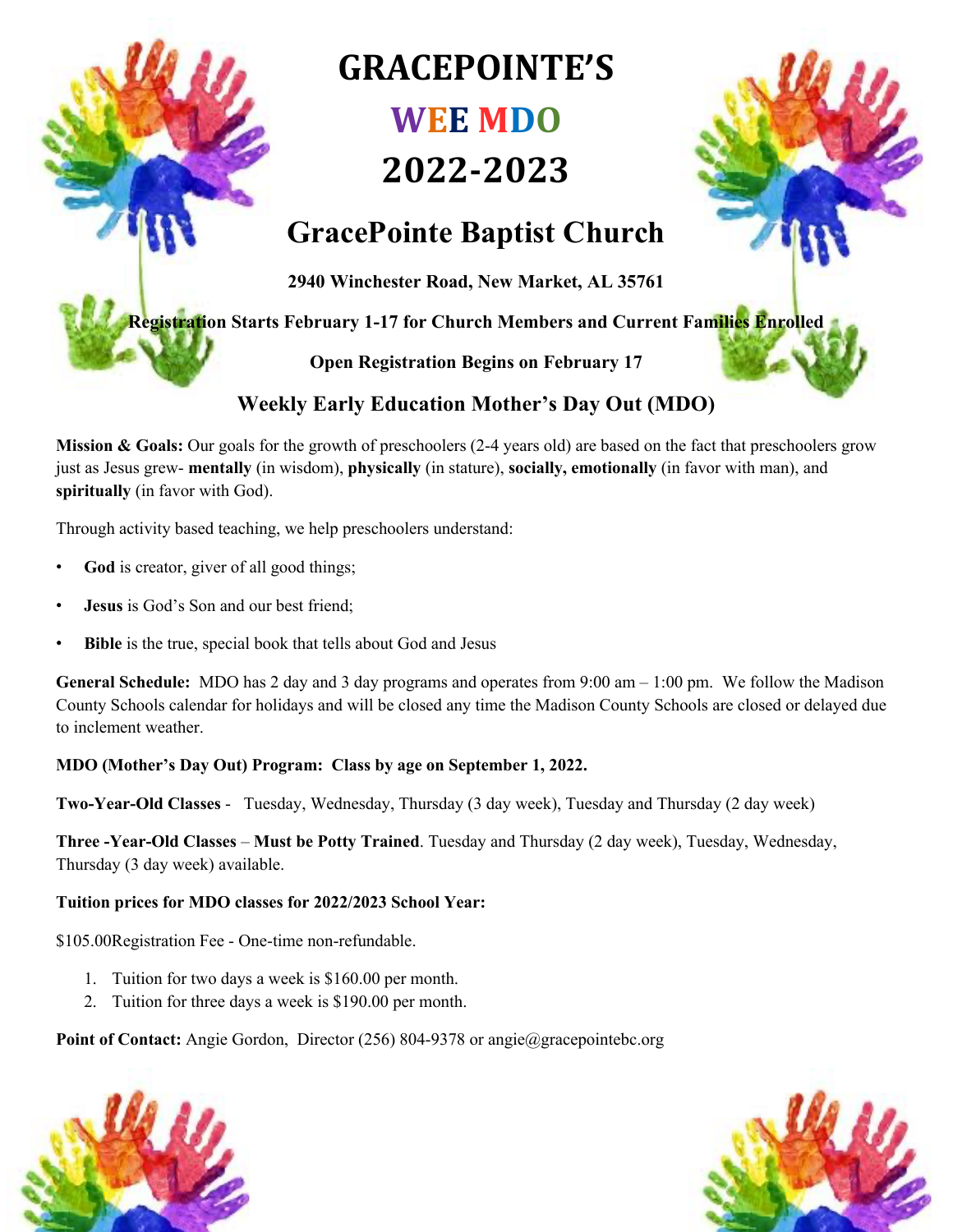# GRACEPOINTE'S

# WEE MDO

# 2022-2023

## GracePointe Baptist Church

**2940 Winchester Road, New Market, AL 35761**

**Registration Starts February 1-17 for Church Members and Current Families Enrolled**

**Open Registration Begins on February 17**

### Weekly Early Education Mother's Day Out (MDO)

**Mission & Goals:** Our goals for the growth of preschoolers (2-4 years old) are based on the fact that preschoolers grow just as Jesus grew- **mentally** (in wisdom), **physically** (in stature), **socially, emotionally** (in favor with man), and **spiritually** (in favor with God).

Through activity based teaching, we help preschoolers understand:

- **God** is creator, giver of all good things;
- **Jesus** is God's Son and our best friend;
- **Bible** is the true, special book that tells about God and Jesus

**General Schedule:** MDO has 2 day and 3 day programs and operates from 9:00 am – 1:00 pm. We follow the Madison County Schools calendar for holidays and will be closed any time the Madison County Schools are closed or delayed due to inclement weather.

**MDO (Mother's Day Out) Program: Class by age on September 1, 2022.**

**Two-Year-Old Classes** - Tuesday, Wednesday, Thursday (3 day week), Tuesday and Thursday (2 day week)

**Three -Year-Old Classes** – **Must be Potty Trained**. Tuesday and Thursday (2 day week), Tuesday, Wednesday, Thursday (3 day week) available.

**Tuition prices for MDO classes for 2022/2023 School Year:**

$105.00Registration Fee - One-time non-refundable.

1. Tuition for two days a week is $160.00 per month.
2. Tuition for three days a week is $190.00 per month.

**Point of Contact:** Angie Gordon, Director (256) 804-9378 or angie@gracepointebc.org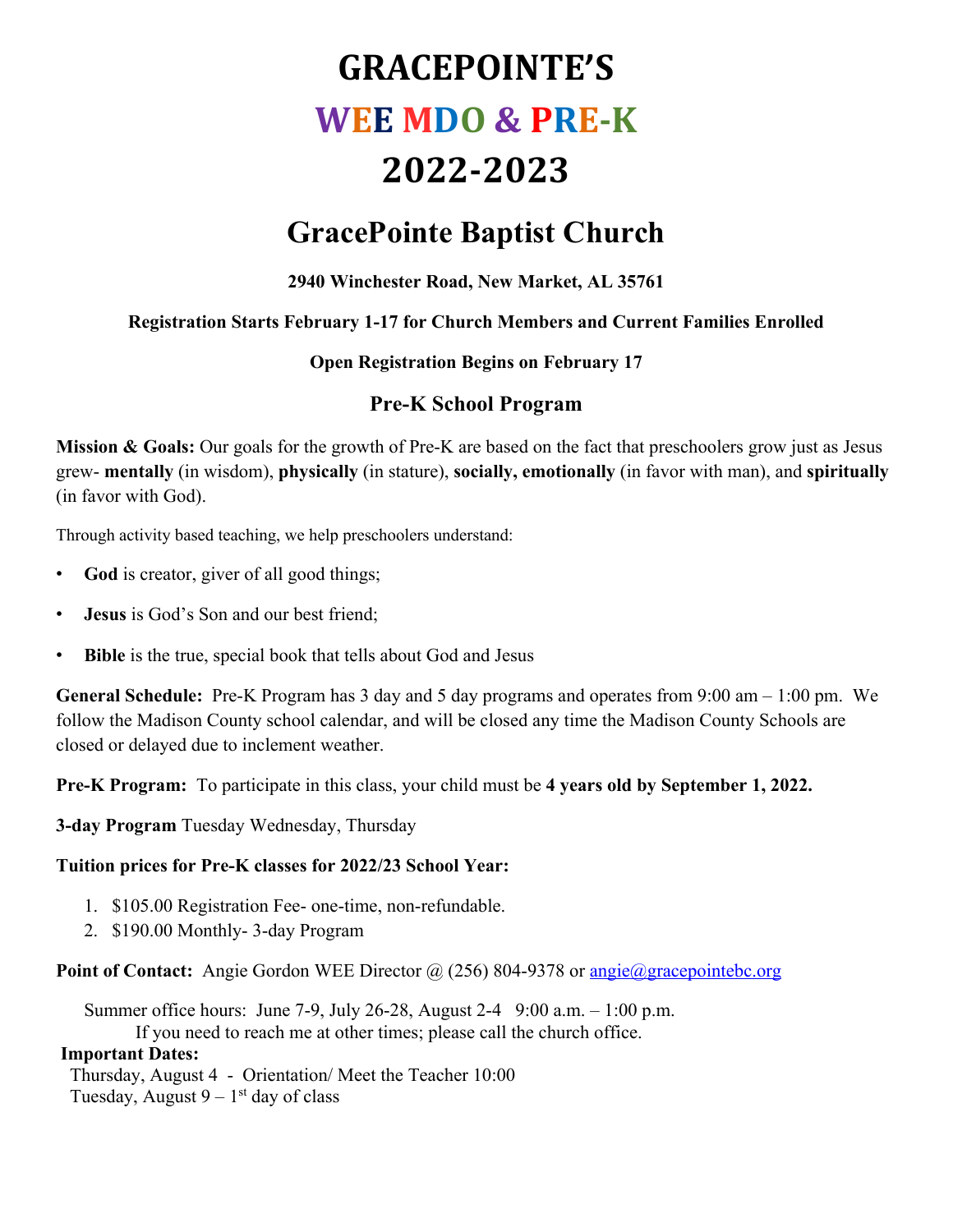# GRACEPOINTE'S

# WEE MDO & PRE-K

# 2022-2023

## GracePointe Baptist Church

**2940 Winchester Road, New Market, AL 35761**

**Registration Starts February 1-17 for Church Members and Current Families Enrolled**

**Open Registration Begins on February 17**

### Pre-K School Program

**Mission & Goals:** Our goals for the growth of Pre-K are based on the fact that preschoolers grow just as Jesus grew- **mentally** (in wisdom), **physically** (in stature), **socially, emotionally** (in favor with man), and **spiritually** (in favor with God).

Through activity based teaching, we help preschoolers understand:

- **God** is creator, giver of all good things;
- **Jesus** is God's Son and our best friend;
- **Bible** is the true, special book that tells about God and Jesus

**General Schedule:** Pre-K Program has 3 day and 5 day programs and operates from 9:00 am – 1:00 pm. We follow the Madison County school calendar, and will be closed any time the Madison County Schools are closed or delayed due to inclement weather.

**Pre-K Program:** To participate in this class, your child must be **4 years old by September 1, 2022.**

**3-day Program** Tuesday Wednesday, Thursday

**Tuition prices for Pre-K classes for 2022/23 School Year:**

1. $105.00 Registration Fee- one-time, non-refundable.
2. $190.00 Monthly- 3-day Program

**Point of Contact:** Angie Gordon WEE Director @ (256) 804-9378 or angie@gracepointebc.org

Summer office hours: June 7-9, July 26-28, August 2-4 9:00 a.m. – 1:00 p.m.
If you need to reach me at other times; please call the church office.

**Important Dates:**

Thursday, August 4 - Orientation/ Meet the Teacher 10:00
Tuesday, August 9 – 1st day of class